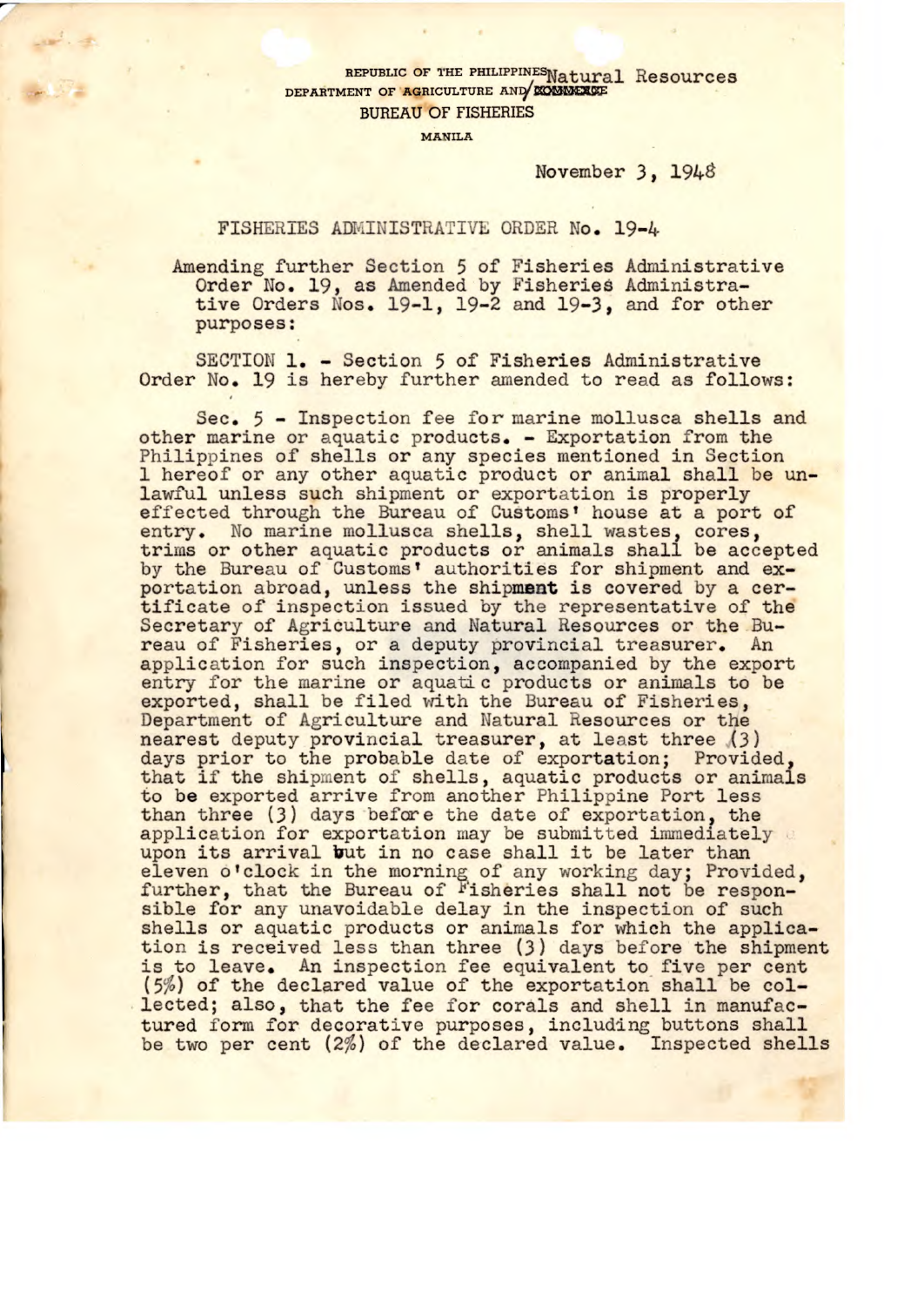REPUBLIC OF THE PHILIPPINES
DEPARTMENT OF AGRICULTURE AND Natural Resources
BUREAU OF FISHERIES
MANILA

November 3, 1948

# FISHERIES ADMINISTRATIVE ORDER No. 19-4

Amending further Section 5 of Fisheries Administrative Order No. 19, as Amended by Fisheries Administrative Orders Nos. 19-1, 19-2 and 19-3, and for other purposes:

SECTION 1. - Section 5 of Fisheries Administrative Order No. 19 is hereby further amended to read as follows:

Sec. 5 - Inspection fee for marine mollusca shells and other marine or aquatic products. - Exportation from the Philippines of shells or any species mentioned in Section 1 hereof or any other aquatic product or animal shall be unlawful unless such shipment or exportation is properly effected through the Bureau of Customs' house at a port of entry. No marine mollusca shells, shell wastes, cores, trims or other aquatic products or animals shall be accepted by the Bureau of Customs' authorities for shipment and exportation abroad, unless the shipment is covered by a certificate of inspection issued by the representative of the Secretary of Agriculture and Natural Resources or the Bureau of Fisheries, or a deputy provincial treasurer. An application for such inspection, accompanied by the export entry for the marine or aquatic products or animals to be exported, shall be filed with the Bureau of Fisheries, Department of Agriculture and Natural Resources or the nearest deputy provincial treasurer, at least three (3) days prior to the probable date of exportation; Provided, that if the shipment of shells, aquatic products or animals to be exported arrive from another Philippine Port less than three (3) days before the date of exportation, the application for exportation may be submitted immediately upon its arrival but in no case shall it be later than eleven o'clock in the morning of any working day; Provided, further, that the Bureau of Fisheries shall not be responsible for any unavoidable delay in the inspection of such shells or aquatic products or animals for which the application is received less than three (3) days before the shipment is to leave. An inspection fee equivalent to five per cent (5%) of the declared value of the exportation shall be collected; also, that the fee for corals and shell in manufactured form for decorative purposes, including buttons shall be two per cent (2%) of the declared value. Inspected shells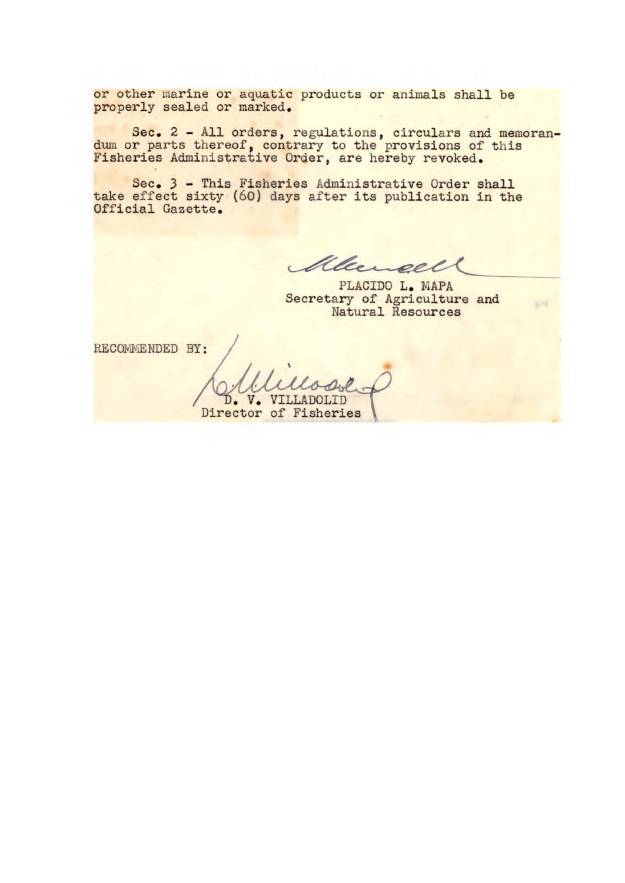or other marine or aquatic products or animals shall be properly sealed or marked.

Sec. 2 - All orders, regulations, circulars and memorandum or parts thereof, contrary to the provisions of this Fisheries Administrative Order, are hereby revoked.

Sec. 3 - This Fisheries Administrative Order shall take effect sixty (60) days after its publication in the Official Gazette.

PLACIDO L. MAPA
Secretary of Agriculture and
Natural Resources

RECOMMENDED BY:

D. V. VILLADOLID
Director of Fisheries